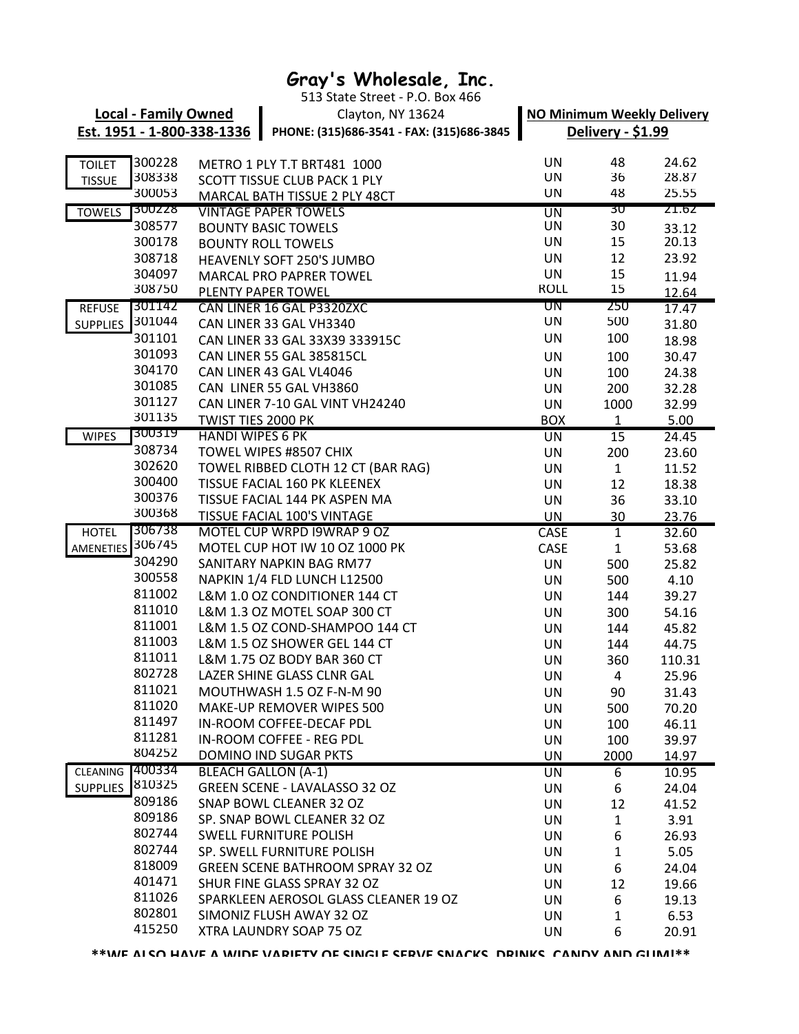# Gray's Wholesale, Inc.

513 State Street - P.O. Box 466
Clayton, NY 13624
PHONE: (315)686-3541 - FAX: (315)686-3845

**Local - Family Owned**
**Est. 1951 - 1-800-338-1336**

**NO Minimum Weekly Delivery**
**Delivery - $1.99**

| Category | Item # | Description | Unit | Qty | Price |
|---|---|---|---|---|---|
| TOILET TISSUE | 300228 | METRO 1 PLY T.T BRT481 1000 | UN | 48 | 24.62 |
| | 308338 | SCOTT TISSUE CLUB PACK 1 PLY | UN | 36 | 28.87 |
| | 300053 | MARCAL BATH TISSUE 2 PLY 48CT | UN | 48 | 25.55 |
| TOWELS | 300228 | VINTAGE PAPER TOWELS | UN | 30 | 21.62 |
| | 308577 | BOUNTY BASIC TOWELS | UN | 30 | 33.12 |
| | 300178 | BOUNTY ROLL TOWELS | UN | 15 | 20.13 |
| | 308718 | HEAVENLY SOFT 250'S JUMBO | UN | 12 | 23.92 |
| | 304097 | MARCAL PRO PAPRER TOWEL | UN | 15 | 11.94 |
| | 308750 | PLENTY PAPER TOWEL | ROLL | 15 | 12.64 |
| REFUSE SUPPLIES | 301142 | CAN LINER 16 GAL P3320ZXC | UN | 250 | 17.47 |
| | 301044 | CAN LINER 33 GAL VH3340 | UN | 500 | 31.80 |
| | 301101 | CAN LINER 33 GAL 33X39 333915C | UN | 100 | 18.98 |
| | 301093 | CAN LINER 55 GAL 385815CL | UN | 100 | 30.47 |
| | 304170 | CAN LINER 43 GAL VL4046 | UN | 100 | 24.38 |
| | 301085 | CAN LINER 55 GAL VH3860 | UN | 200 | 32.28 |
| | 301127 | CAN LINER 7-10 GAL VINT VH24240 | UN | 1000 | 32.99 |
| | 301135 | TWIST TIES 2000 PK | BOX | 1 | 5.00 |
| WIPES | 300319 | HANDI WIPES 6 PK | UN | 15 | 24.45 |
| | 308734 | TOWEL WIPES #8507 CHIX | UN | 200 | 23.60 |
| | 302620 | TOWEL RIBBED CLOTH 12 CT (BAR RAG) | UN | 1 | 11.52 |
| | 300400 | TISSUE FACIAL 160 PK KLEENEX | UN | 12 | 18.38 |
| | 300376 | TISSUE FACIAL 144 PK ASPEN MA | UN | 36 | 33.10 |
| | 300368 | TISSUE FACIAL 100'S VINTAGE | UN | 30 | 23.76 |
| HOTEL AMENETIES | 306738 | MOTEL CUP WRPD I9WRAP 9 OZ | CASE | 1 | 32.60 |
| | 306745 | MOTEL CUP HOT IW 10 OZ 1000 PK | CASE | 1 | 53.68 |
| | 304290 | SANITARY NAPKIN BAG RM77 | UN | 500 | 25.82 |
| | 300558 | NAPKIN 1/4 FLD LUNCH L12500 | UN | 500 | 4.10 |
| | 811002 | L&M 1.0 OZ CONDITIONER 144 CT | UN | 144 | 39.27 |
| | 811010 | L&M 1.3 OZ MOTEL SOAP 300 CT | UN | 300 | 54.16 |
| | 811001 | L&M 1.5 OZ COND-SHAMPOO 144 CT | UN | 144 | 45.82 |
| | 811003 | L&M 1.5 OZ SHOWER GEL 144 CT | UN | 144 | 44.75 |
| | 811011 | L&M 1.75 OZ BODY BAR 360 CT | UN | 360 | 110.31 |
| | 802728 | LAZER SHINE GLASS CLNR GAL | UN | 4 | 25.96 |
| | 811021 | MOUTHWASH 1.5 OZ F-N-M 90 | UN | 90 | 31.43 |
| | 811020 | MAKE-UP REMOVER WIPES 500 | UN | 500 | 70.20 |
| | 811497 | IN-ROOM COFFEE-DECAF PDL | UN | 100 | 46.11 |
| | 811281 | IN-ROOM COFFEE - REG PDL | UN | 100 | 39.97 |
| | 804252 | DOMINO IND SUGAR PKTS | UN | 2000 | 14.97 |
| CLEANING SUPPLIES | 400334 | BLEACH GALLON (A-1) | UN | 6 | 10.95 |
| | 810325 | GREEN SCENE - LAVALASSO 32 OZ | UN | 6 | 24.04 |
| | 809186 | SNAP BOWL CLEANER 32 OZ | UN | 12 | 41.52 |
| | 809186 | SP. SNAP BOWL CLEANER 32 OZ | UN | 1 | 3.91 |
| | 802744 | SWELL FURNITURE POLISH | UN | 6 | 26.93 |
| | 802744 | SP. SWELL FURNITURE POLISH | UN | 1 | 5.05 |
| | 818009 | GREEN SCENE BATHROOM SPRAY 32 OZ | UN | 6 | 24.04 |
| | 401471 | SHUR FINE GLASS SPRAY 32 OZ | UN | 12 | 19.66 |
| | 811026 | SPARKLEEN AEROSOL GLASS CLEANER 19 OZ | UN | 6 | 19.13 |
| | 802801 | SIMONIZ FLUSH AWAY 32 OZ | UN | 1 | 6.53 |
| | 415250 | XTRA LAUNDRY SOAP 75 OZ | UN | 6 | 20.91 |

**\*\*WE ALSO HAVE A WIDE VARIETY OF SINGLE SERVE SNACKS, DRINKS, CANDY AND GUM!\*\***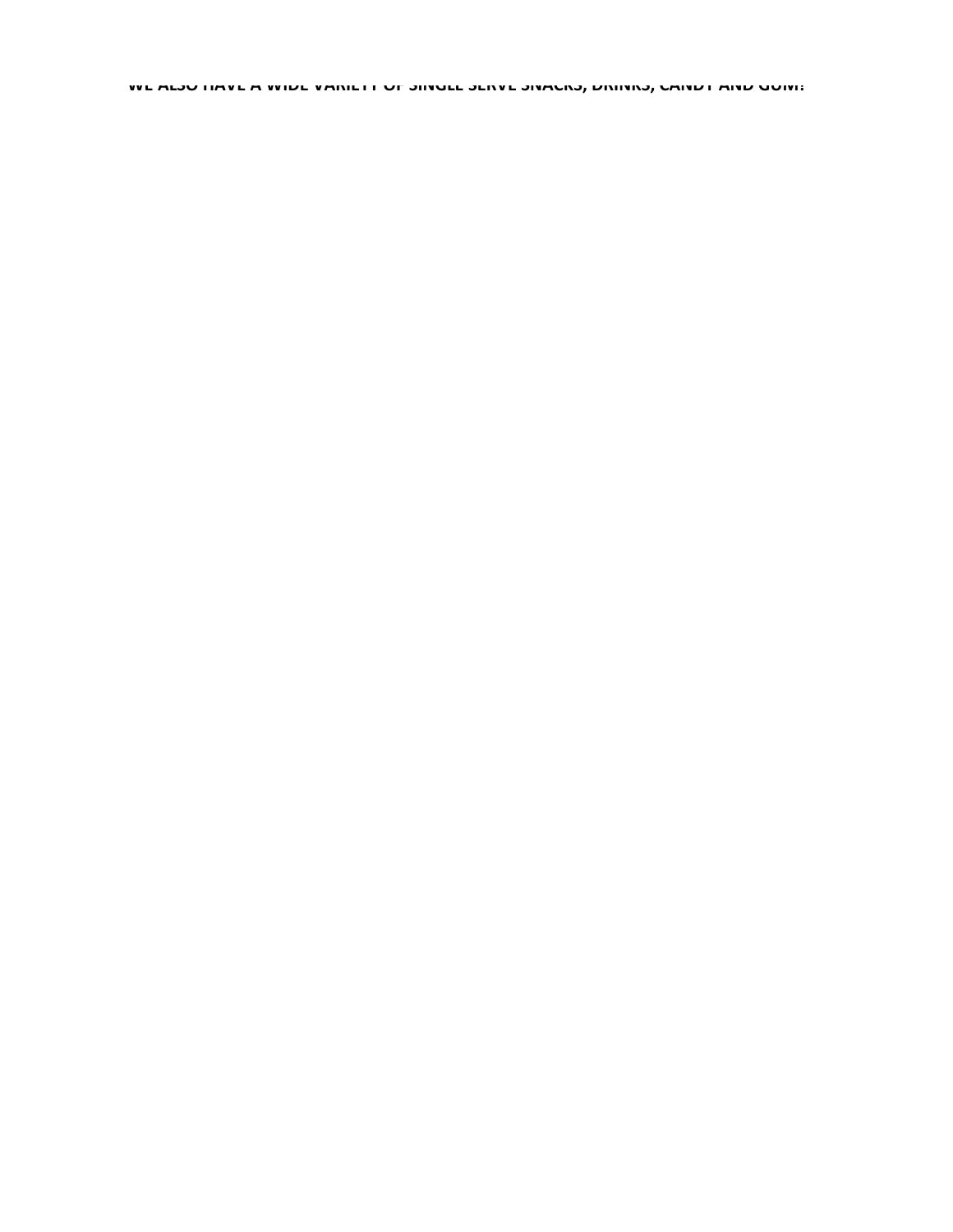**WE ALSO HAVE A WIDE VARIETY OF SINGLE SERVE SNACKS, DRINKS, CANDY AND GUM!**